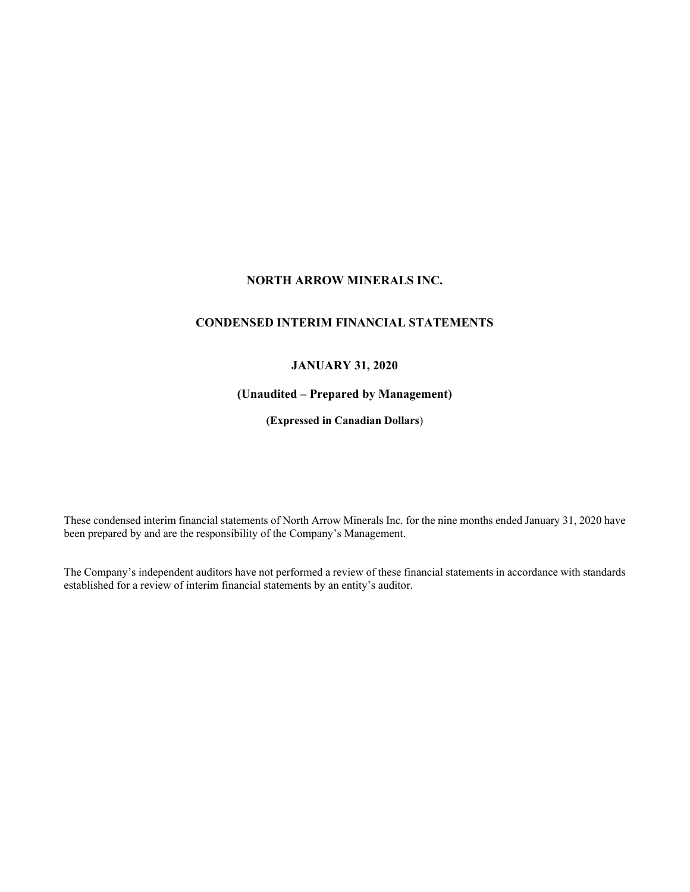# NORTH ARROW MINERALS INC.

## CONDENSED INTERIM FINANCIAL STATEMENTS

## JANUARY 31, 2020

### (Unaudited – Prepared by Management)

**(Expressed in Canadian Dollars)**

These condensed interim financial statements of North Arrow Minerals Inc. for the nine months ended January 31, 2020 have been prepared by and are the responsibility of the Company's Management.

The Company's independent auditors have not performed a review of these financial statements in accordance with standards established for a review of interim financial statements by an entity's auditor.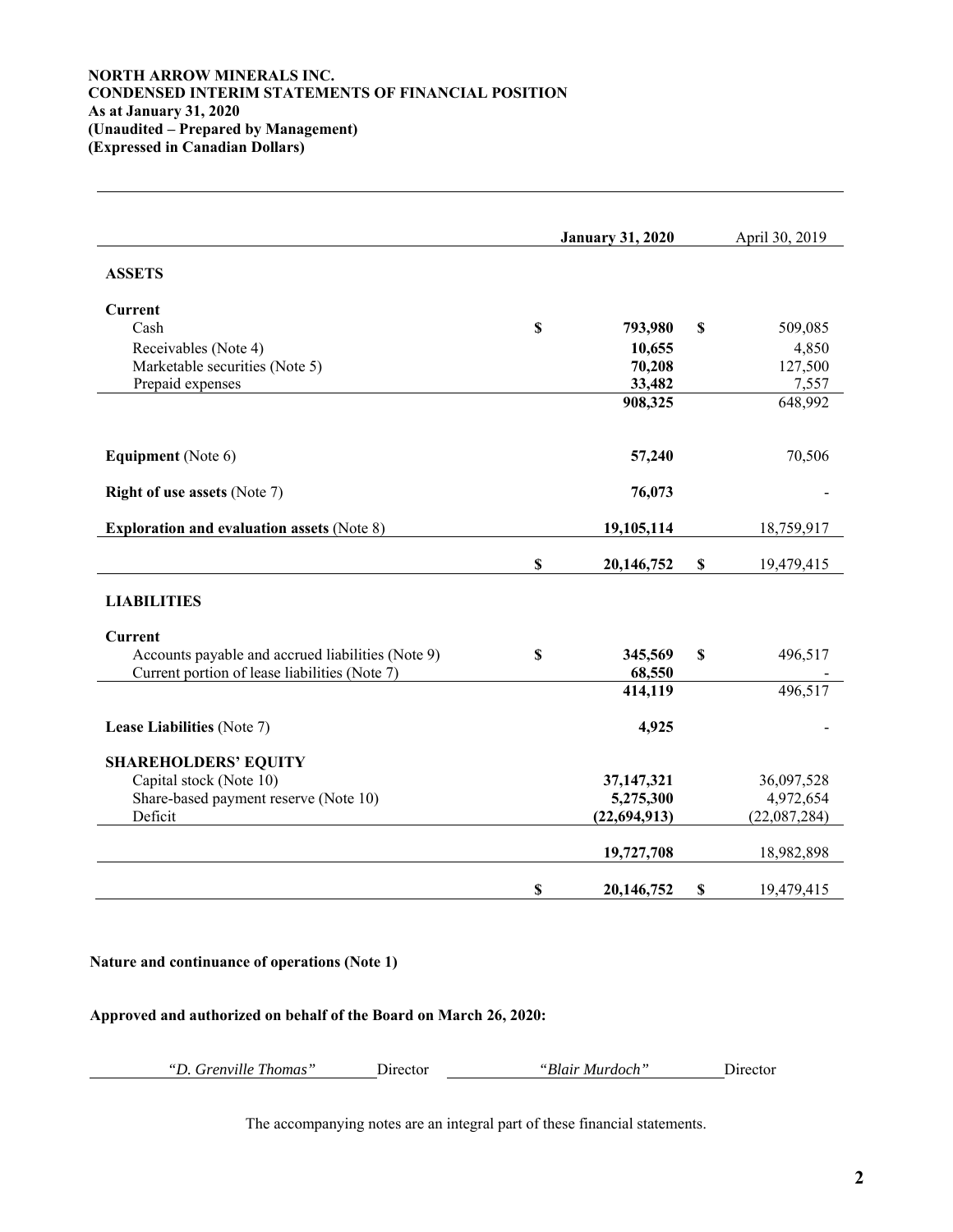**NORTH ARROW MINERALS INC.**
**CONDENSED INTERIM STATEMENTS OF FINANCIAL POSITION**
**As at January 31, 2020**
**(Unaudited – Prepared by Management)**
**(Expressed in Canadian Dollars)**

| | | **January 31, 2020** | | April 30, 2019 |
|---|---|---|---|---|
| **ASSETS** | | | | |
| **Current** | | | | |
| Cash | **$** | **793,980** | **$** | 509,085 |
| Receivables (Note 4) | | **10,655** | | 4,850 |
| Marketable securities (Note 5) | | **70,208** | | 127,500 |
| Prepaid expenses | | **33,482** | | 7,557 |
| | | **908,325** | | 648,992 |
| **Equipment** (Note 6) | | **57,240** | | 70,506 |
| **Right of use assets** (Note 7) | | **76,073** | | - |
| **Exploration and evaluation assets** (Note 8) | | **19,105,114** | | 18,759,917 |
| | **$** | **20,146,752** | **$** | 19,479,415 |
| **LIABILITIES** | | | | |
| **Current** | | | | |
| Accounts payable and accrued liabilities (Note 9) | **$** | **345,569** | **$** | 496,517 |
| Current portion of lease liabilities (Note 7) | | **68,550** | | - |
| | | **414,119** | | 496,517 |
| **Lease Liabilities** (Note 7) | | **4,925** | | - |
| **SHAREHOLDERS' EQUITY** | | | | |
| Capital stock (Note 10) | | **37,147,321** | | 36,097,528 |
| Share-based payment reserve (Note 10) | | **5,275,300** | | 4,972,654 |
| Deficit | | **(22,694,913)** | | (22,087,284) |
| | | **19,727,708** | | 18,982,898 |
| | **$** | **20,146,752** | **$** | 19,479,415 |

**Nature and continuance of operations (Note 1)**

**Approved and authorized on behalf of the Board on March 26, 2020:**

*"D. Grenville Thomas"* Director *"Blair Murdoch"* Director

The accompanying notes are an integral part of these financial statements.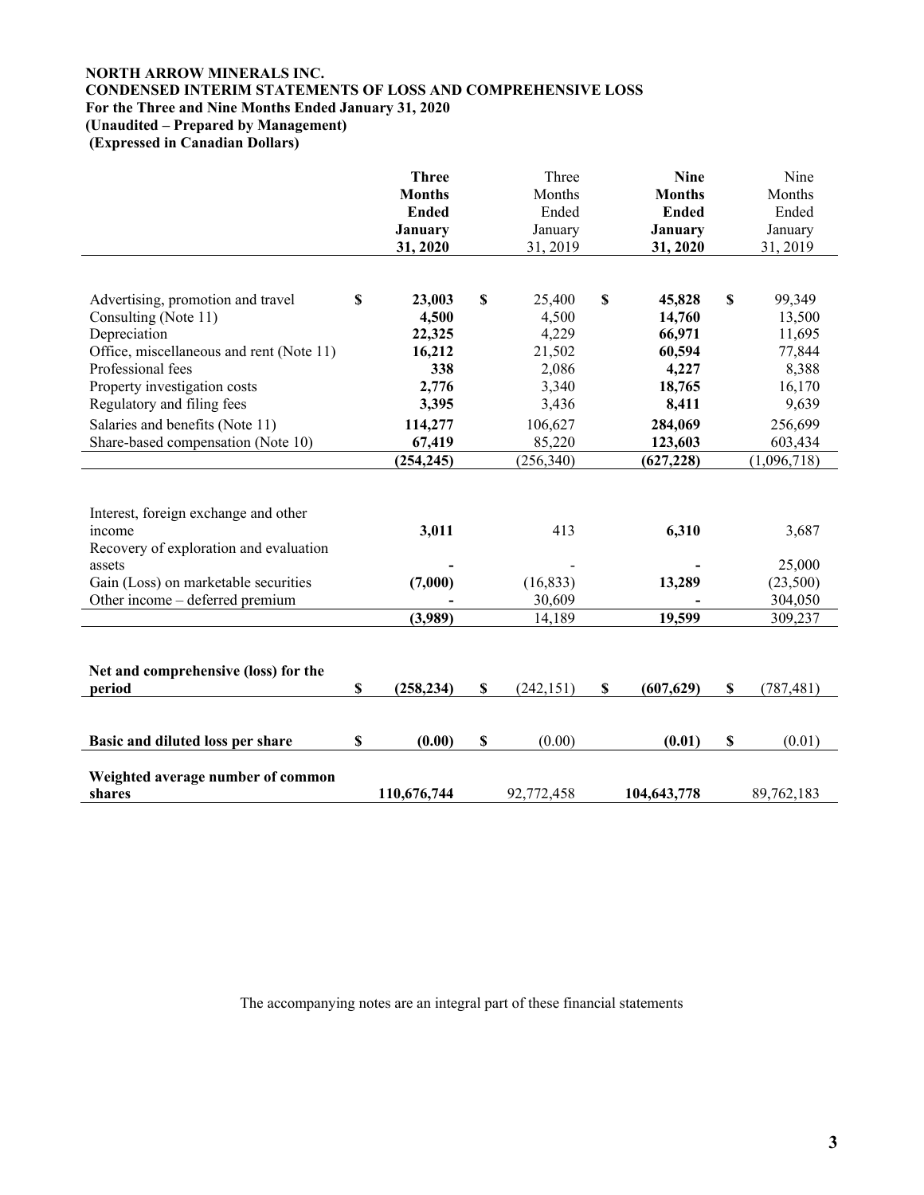**NORTH ARROW MINERALS INC.**
**CONDENSED INTERIM STATEMENTS OF LOSS AND COMPREHENSIVE LOSS**
**For the Three and Nine Months Ended January 31, 2020**
**(Unaudited – Prepared by Management)**
**(Expressed in Canadian Dollars)**

| | **Three Months Ended January 31, 2020** | Three Months Ended January 31, 2019 | **Nine Months Ended January 31, 2020** | Nine Months Ended January 31, 2019 |
|---|---|---|---|---|
| Advertising, promotion and travel | $ **23,003** | $ 25,400 | $ **45,828** | $ 99,349 |
| Consulting (Note 11) | **4,500** | 4,500 | **14,760** | 13,500 |
| Depreciation | **22,325** | 4,229 | **66,971** | 11,695 |
| Office, miscellaneous and rent (Note 11) | **16,212** | 21,502 | **60,594** | 77,844 |
| Professional fees | **338** | 2,086 | **4,227** | 8,388 |
| Property investigation costs | **2,776** | 3,340 | **18,765** | 16,170 |
| Regulatory and filing fees | **3,395** | 3,436 | **8,411** | 9,639 |
| Salaries and benefits (Note 11) | **114,277** | 106,627 | **284,069** | 256,699 |
| Share-based compensation (Note 10) | **67,419** | 85,220 | **123,603** | 603,434 |
| | **(254,245)** | (256,340) | **(627,228)** | (1,096,718) |
| | | | | |
| Interest, foreign exchange and other income | **3,011** | 413 | **6,310** | 3,687 |
| Recovery of exploration and evaluation assets | **-** | - | **-** | 25,000 |
| Gain (Loss) on marketable securities | **(7,000)** | (16,833) | **13,289** | (23,500) |
| Other income – deferred premium | **-** | 30,609 | **-** | 304,050 |
| | **(3,989)** | 14,189 | **19,599** | 309,237 |
| | | | | |
| **Net and comprehensive (loss) for the period** | $ **(258,234)** | $ (242,151) | $ **(607,629)** | $ (787,481) |
| | | | | |
| **Basic and diluted loss per share** | $ **(0.00)** | $ (0.00) | **(0.01)** | $ (0.01) |
| | | | | |
| **Weighted average number of common shares** | **110,676,744** | 92,772,458 | **104,643,778** | 89,762,183 |

The accompanying notes are an integral part of these financial statements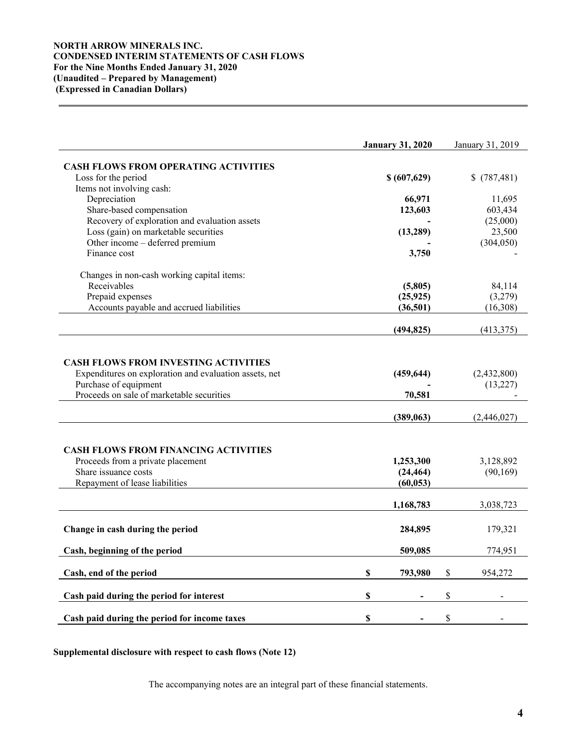**NORTH ARROW MINERALS INC.**
**CONDENSED INTERIM STATEMENTS OF CASH FLOWS**
**For the Nine Months Ended January 31, 2020**
**(Unaudited – Prepared by Management)**
**(Expressed in Canadian Dollars)**

| | **January 31, 2020** | January 31, 2019 |
|---|---|---|
| **CASH FLOWS FROM OPERATING ACTIVITIES** | | |
| Loss for the period | **$ (607,629)** | $ (787,481) |
| Items not involving cash: | | |
| Depreciation | **66,971** | 11,695 |
| Share-based compensation | **123,603** | 603,434 |
| Recovery of exploration and evaluation assets | **-** | (25,000) |
| Loss (gain) on marketable securities | **(13,289)** | 23,500 |
| Other income – deferred premium | **-** | (304,050) |
| Finance cost | **3,750** | - |
| Changes in non-cash working capital items: | | |
| Receivables | **(5,805)** | 84,114 |
| Prepaid expenses | **(25,925)** | (3,279) |
| Accounts payable and accrued liabilities | **(36,501)** | (16,308) |
| | **(494,825)** | (413,375) |
| **CASH FLOWS FROM INVESTING ACTIVITIES** | | |
| Expenditures on exploration and evaluation assets, net | **(459,644)** | (2,432,800) |
| Purchase of equipment | **-** | (13,227) |
| Proceeds on sale of marketable securities | **70,581** | - |
| | **(389,063)** | (2,446,027) |
| **CASH FLOWS FROM FINANCING ACTIVITIES** | | |
| Proceeds from a private placement | **1,253,300** | 3,128,892 |
| Share issuance costs | **(24,464)** | (90,169) |
| Repayment of lease liabilities | **(60,053)** | |
| | **1,168,783** | 3,038,723 |
| **Change in cash during the period** | **284,895** | 179,321 |
| **Cash, beginning of the period** | **509,085** | 774,951 |
| **Cash, end of the period** | **$ 793,980** | $ 954,272 |
| **Cash paid during the period for interest** | **$ -** | $ - |
| **Cash paid during the period for income taxes** | **$ -** | $ - |

**Supplemental disclosure with respect to cash flows (Note 12)**

The accompanying notes are an integral part of these financial statements.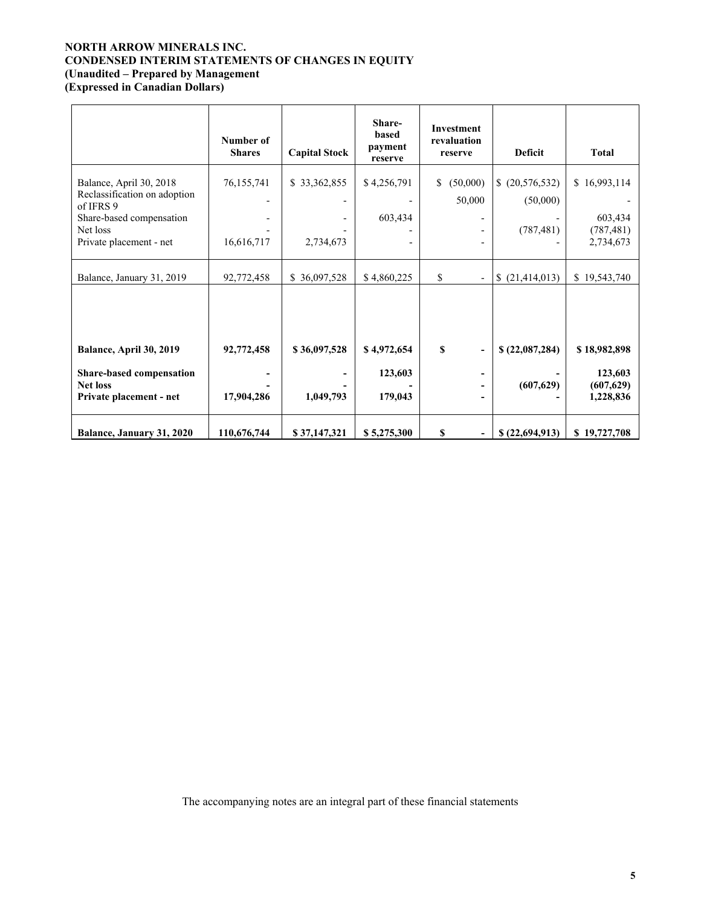**NORTH ARROW MINERALS INC.**
**CONDENSED INTERIM STATEMENTS OF CHANGES IN EQUITY**
**(Unaudited – Prepared by Management**
**(Expressed in Canadian Dollars)**

| | Number of Shares | Capital Stock | Share-based payment reserve | Investment revaluation reserve | Deficit | Total |
|---|---|---|---|---|---|---|
| Balance, April 30, 2018 | 76,155,741 | $ 33,362,855 | $ 4,256,791 | $ (50,000) | $ (20,576,532) | $ 16,993,114 |
| Reclassification on adoption of IFRS 9 | - | - | - | 50,000 | (50,000) | - |
| Share-based compensation | - | - | 603,434 | - | - | 603,434 |
| Net loss | - | - | - | - | (787,481) | (787,481) |
| Private placement - net | 16,616,717 | 2,734,673 | - | - | - | 2,734,673 |
| Balance, January 31, 2019 | 92,772,458 | $ 36,097,528 | $ 4,860,225 | $ - | $ (21,414,013) | $ 19,543,740 |
| | | | | | | |
| **Balance, April 30, 2019** | **92,772,458** | **$ 36,097,528** | **$ 4,972,654** | **$ -** | **$ (22,087,284)** | **$ 18,982,898** |
| **Share-based compensation** | **-** | **-** | **123,603** | **-** | **-** | **123,603** |
| **Net loss** | **-** | **-** | **-** | **-** | **(607,629)** | **(607,629)** |
| **Private placement - net** | **17,904,286** | **1,049,793** | **179,043** | **-** | **-** | **1,228,836** |
| **Balance, January 31, 2020** | **110,676,744** | **$ 37,147,321** | **$ 5,275,300** | **$ -** | **$ (22,694,913)** | **$ 19,727,708** |

The accompanying notes are an integral part of these financial statements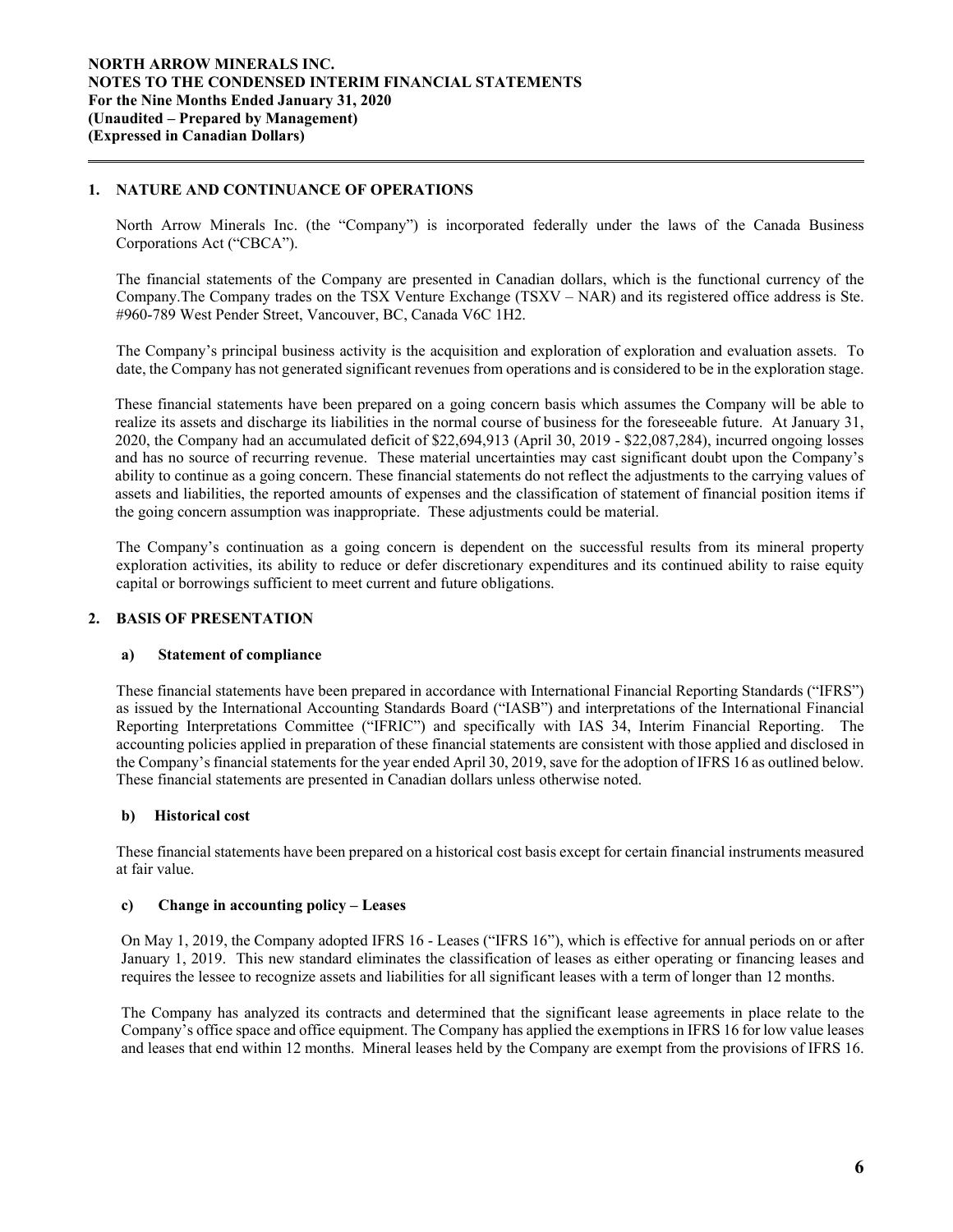## 1. NATURE AND CONTINUANCE OF OPERATIONS

North Arrow Minerals Inc. (the "Company") is incorporated federally under the laws of the Canada Business Corporations Act ("CBCA").

The financial statements of the Company are presented in Canadian dollars, which is the functional currency of the Company.The Company trades on the TSX Venture Exchange (TSXV – NAR) and its registered office address is Ste. #960-789 West Pender Street, Vancouver, BC, Canada V6C 1H2.

The Company's principal business activity is the acquisition and exploration of exploration and evaluation assets. To date, the Company has not generated significant revenues from operations and is considered to be in the exploration stage.

These financial statements have been prepared on a going concern basis which assumes the Company will be able to realize its assets and discharge its liabilities in the normal course of business for the foreseeable future. At January 31, 2020, the Company had an accumulated deficit of $22,694,913 (April 30, 2019 - $22,087,284), incurred ongoing losses and has no source of recurring revenue. These material uncertainties may cast significant doubt upon the Company's ability to continue as a going concern. These financial statements do not reflect the adjustments to the carrying values of assets and liabilities, the reported amounts of expenses and the classification of statement of financial position items if the going concern assumption was inappropriate. These adjustments could be material.

The Company's continuation as a going concern is dependent on the successful results from its mineral property exploration activities, its ability to reduce or defer discretionary expenditures and its continued ability to raise equity capital or borrowings sufficient to meet current and future obligations.

## 2. BASIS OF PRESENTATION

### a) Statement of compliance

These financial statements have been prepared in accordance with International Financial Reporting Standards ("IFRS") as issued by the International Accounting Standards Board ("IASB") and interpretations of the International Financial Reporting Interpretations Committee ("IFRIC") and specifically with IAS 34, Interim Financial Reporting. The accounting policies applied in preparation of these financial statements are consistent with those applied and disclosed in the Company's financial statements for the year ended April 30, 2019, save for the adoption of IFRS 16 as outlined below. These financial statements are presented in Canadian dollars unless otherwise noted.

### b) Historical cost

These financial statements have been prepared on a historical cost basis except for certain financial instruments measured at fair value.

### c) Change in accounting policy – Leases

On May 1, 2019, the Company adopted IFRS 16 - Leases ("IFRS 16"), which is effective for annual periods on or after January 1, 2019. This new standard eliminates the classification of leases as either operating or financing leases and requires the lessee to recognize assets and liabilities for all significant leases with a term of longer than 12 months.

The Company has analyzed its contracts and determined that the significant lease agreements in place relate to the Company's office space and office equipment. The Company has applied the exemptions in IFRS 16 for low value leases and leases that end within 12 months. Mineral leases held by the Company are exempt from the provisions of IFRS 16.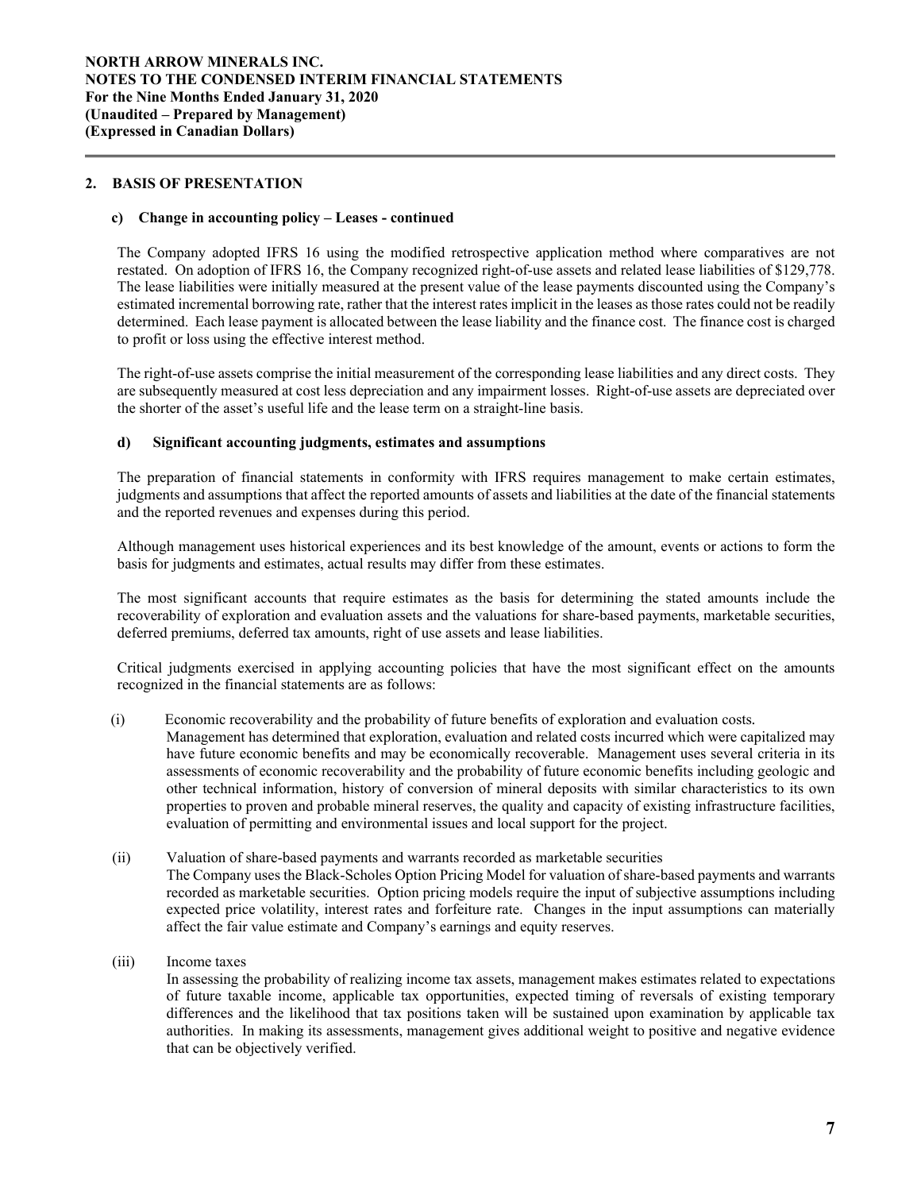## 2. BASIS OF PRESENTATION

### c) Change in accounting policy – Leases - continued

The Company adopted IFRS 16 using the modified retrospective application method where comparatives are not restated. On adoption of IFRS 16, the Company recognized right-of-use assets and related lease liabilities of $129,778. The lease liabilities were initially measured at the present value of the lease payments discounted using the Company's estimated incremental borrowing rate, rather that the interest rates implicit in the leases as those rates could not be readily determined. Each lease payment is allocated between the lease liability and the finance cost. The finance cost is charged to profit or loss using the effective interest method.

The right-of-use assets comprise the initial measurement of the corresponding lease liabilities and any direct costs. They are subsequently measured at cost less depreciation and any impairment losses. Right-of-use assets are depreciated over the shorter of the asset's useful life and the lease term on a straight-line basis.

### d) Significant accounting judgments, estimates and assumptions

The preparation of financial statements in conformity with IFRS requires management to make certain estimates, judgments and assumptions that affect the reported amounts of assets and liabilities at the date of the financial statements and the reported revenues and expenses during this period.

Although management uses historical experiences and its best knowledge of the amount, events or actions to form the basis for judgments and estimates, actual results may differ from these estimates.

The most significant accounts that require estimates as the basis for determining the stated amounts include the recoverability of exploration and evaluation assets and the valuations for share-based payments, marketable securities, deferred premiums, deferred tax amounts, right of use assets and lease liabilities.

Critical judgments exercised in applying accounting policies that have the most significant effect on the amounts recognized in the financial statements are as follows:

(i) Economic recoverability and the probability of future benefits of exploration and evaluation costs.
Management has determined that exploration, evaluation and related costs incurred which were capitalized may have future economic benefits and may be economically recoverable. Management uses several criteria in its assessments of economic recoverability and the probability of future economic benefits including geologic and other technical information, history of conversion of mineral deposits with similar characteristics to its own properties to proven and probable mineral reserves, the quality and capacity of existing infrastructure facilities, evaluation of permitting and environmental issues and local support for the project.

(ii) Valuation of share-based payments and warrants recorded as marketable securities
The Company uses the Black-Scholes Option Pricing Model for valuation of share-based payments and warrants recorded as marketable securities. Option pricing models require the input of subjective assumptions including expected price volatility, interest rates and forfeiture rate. Changes in the input assumptions can materially affect the fair value estimate and Company's earnings and equity reserves.

(iii) Income taxes
In assessing the probability of realizing income tax assets, management makes estimates related to expectations of future taxable income, applicable tax opportunities, expected timing of reversals of existing temporary differences and the likelihood that tax positions taken will be sustained upon examination by applicable tax authorities. In making its assessments, management gives additional weight to positive and negative evidence that can be objectively verified.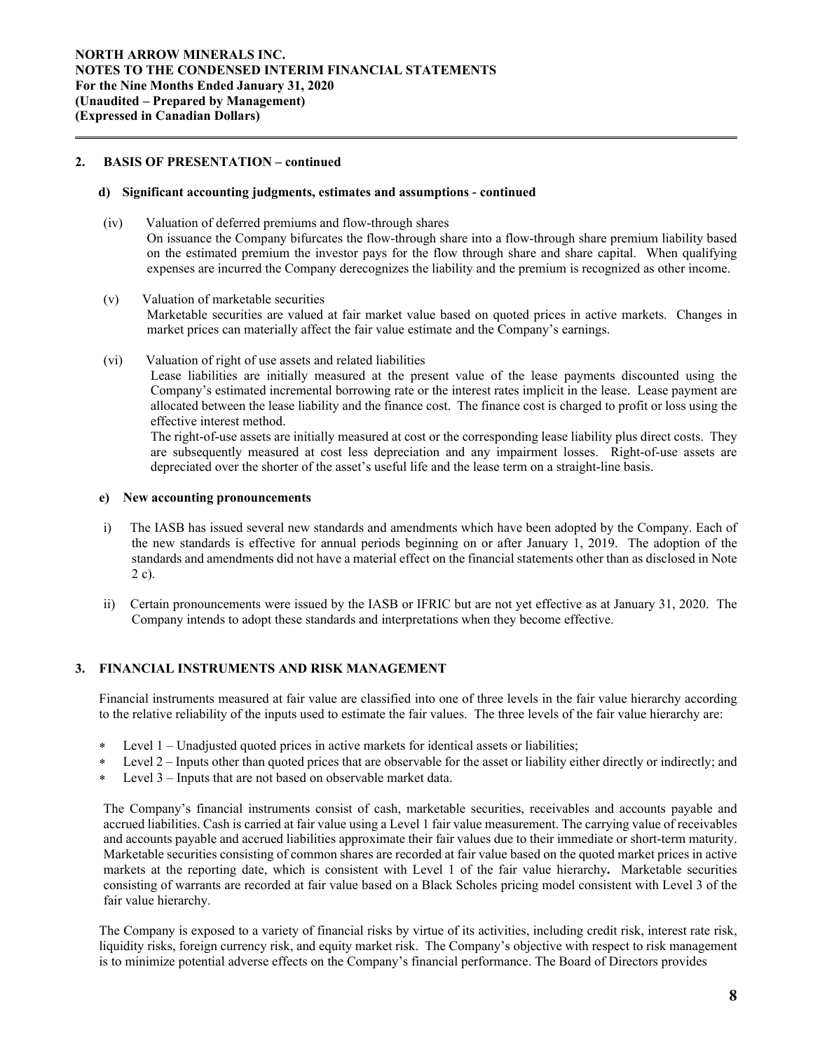## 2. BASIS OF PRESENTATION – continued

### d) Significant accounting judgments, estimates and assumptions - continued

(iv) Valuation of deferred premiums and flow-through shares

On issuance the Company bifurcates the flow-through share into a flow-through share premium liability based on the estimated premium the investor pays for the flow through share and share capital. When qualifying expenses are incurred the Company derecognizes the liability and the premium is recognized as other income.

(v) Valuation of marketable securities

Marketable securities are valued at fair market value based on quoted prices in active markets. Changes in market prices can materially affect the fair value estimate and the Company's earnings.

(vi) Valuation of right of use assets and related liabilities

Lease liabilities are initially measured at the present value of the lease payments discounted using the Company's estimated incremental borrowing rate or the interest rates implicit in the lease. Lease payment are allocated between the lease liability and the finance cost. The finance cost is charged to profit or loss using the effective interest method.

The right-of-use assets are initially measured at cost or the corresponding lease liability plus direct costs. They are subsequently measured at cost less depreciation and any impairment losses. Right-of-use assets are depreciated over the shorter of the asset's useful life and the lease term on a straight-line basis.

### e) New accounting pronouncements

i) The IASB has issued several new standards and amendments which have been adopted by the Company. Each of the new standards is effective for annual periods beginning on or after January 1, 2019. The adoption of the standards and amendments did not have a material effect on the financial statements other than as disclosed in Note 2 c).

ii) Certain pronouncements were issued by the IASB or IFRIC but are not yet effective as at January 31, 2020. The Company intends to adopt these standards and interpretations when they become effective.

## 3. FINANCIAL INSTRUMENTS AND RISK MANAGEMENT

Financial instruments measured at fair value are classified into one of three levels in the fair value hierarchy according to the relative reliability of the inputs used to estimate the fair values. The three levels of the fair value hierarchy are:

* Level 1 – Unadjusted quoted prices in active markets for identical assets or liabilities;
* Level 2 – Inputs other than quoted prices that are observable for the asset or liability either directly or indirectly; and
* Level 3 – Inputs that are not based on observable market data.

The Company's financial instruments consist of cash, marketable securities, receivables and accounts payable and accrued liabilities. Cash is carried at fair value using a Level 1 fair value measurement. The carrying value of receivables and accounts payable and accrued liabilities approximate their fair values due to their immediate or short-term maturity. Marketable securities consisting of common shares are recorded at fair value based on the quoted market prices in active markets at the reporting date, which is consistent with Level 1 of the fair value hierarchy. Marketable securities consisting of warrants are recorded at fair value based on a Black Scholes pricing model consistent with Level 3 of the fair value hierarchy.

The Company is exposed to a variety of financial risks by virtue of its activities, including credit risk, interest rate risk, liquidity risks, foreign currency risk, and equity market risk. The Company's objective with respect to risk management is to minimize potential adverse effects on the Company's financial performance. The Board of Directors provides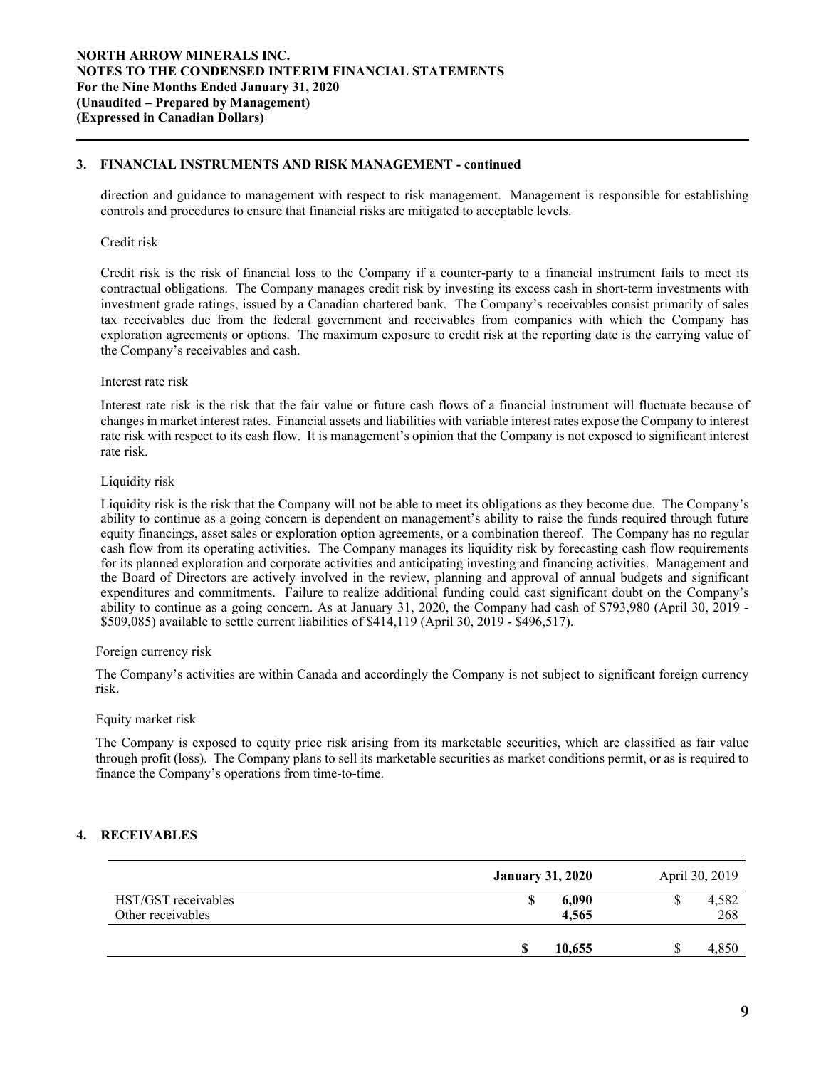## 3. FINANCIAL INSTRUMENTS AND RISK MANAGEMENT - continued

direction and guidance to management with respect to risk management. Management is responsible for establishing controls and procedures to ensure that financial risks are mitigated to acceptable levels.

### Credit risk

Credit risk is the risk of financial loss to the Company if a counter-party to a financial instrument fails to meet its contractual obligations. The Company manages credit risk by investing its excess cash in short-term investments with investment grade ratings, issued by a Canadian chartered bank. The Company's receivables consist primarily of sales tax receivables due from the federal government and receivables from companies with which the Company has exploration agreements or options. The maximum exposure to credit risk at the reporting date is the carrying value of the Company's receivables and cash.

### Interest rate risk

Interest rate risk is the risk that the fair value or future cash flows of a financial instrument will fluctuate because of changes in market interest rates. Financial assets and liabilities with variable interest rates expose the Company to interest rate risk with respect to its cash flow. It is management's opinion that the Company is not exposed to significant interest rate risk.

### Liquidity risk

Liquidity risk is the risk that the Company will not be able to meet its obligations as they become due. The Company's ability to continue as a going concern is dependent on management's ability to raise the funds required through future equity financings, asset sales or exploration option agreements, or a combination thereof. The Company has no regular cash flow from its operating activities. The Company manages its liquidity risk by forecasting cash flow requirements for its planned exploration and corporate activities and anticipating investing and financing activities. Management and the Board of Directors are actively involved in the review, planning and approval of annual budgets and significant expenditures and commitments. Failure to realize additional funding could cast significant doubt on the Company's ability to continue as a going concern. As at January 31, 2020, the Company had cash of $793,980 (April 30, 2019 - $509,085) available to settle current liabilities of $414,119 (April 30, 2019 - $496,517).

### Foreign currency risk

The Company's activities are within Canada and accordingly the Company is not subject to significant foreign currency risk.

### Equity market risk

The Company is exposed to equity price risk arising from its marketable securities, which are classified as fair value through profit (loss). The Company plans to sell its marketable securities as market conditions permit, or as is required to finance the Company's operations from time-to-time.

## 4. RECEIVABLES

| | **January 31, 2020** | April 30, 2019 |
|---|---|---|
| HST/GST receivables | **$ 6,090** | $ 4,582 |
| Other receivables | **4,565** | 268 |
| | **$ 10,655** | $ 4,850 |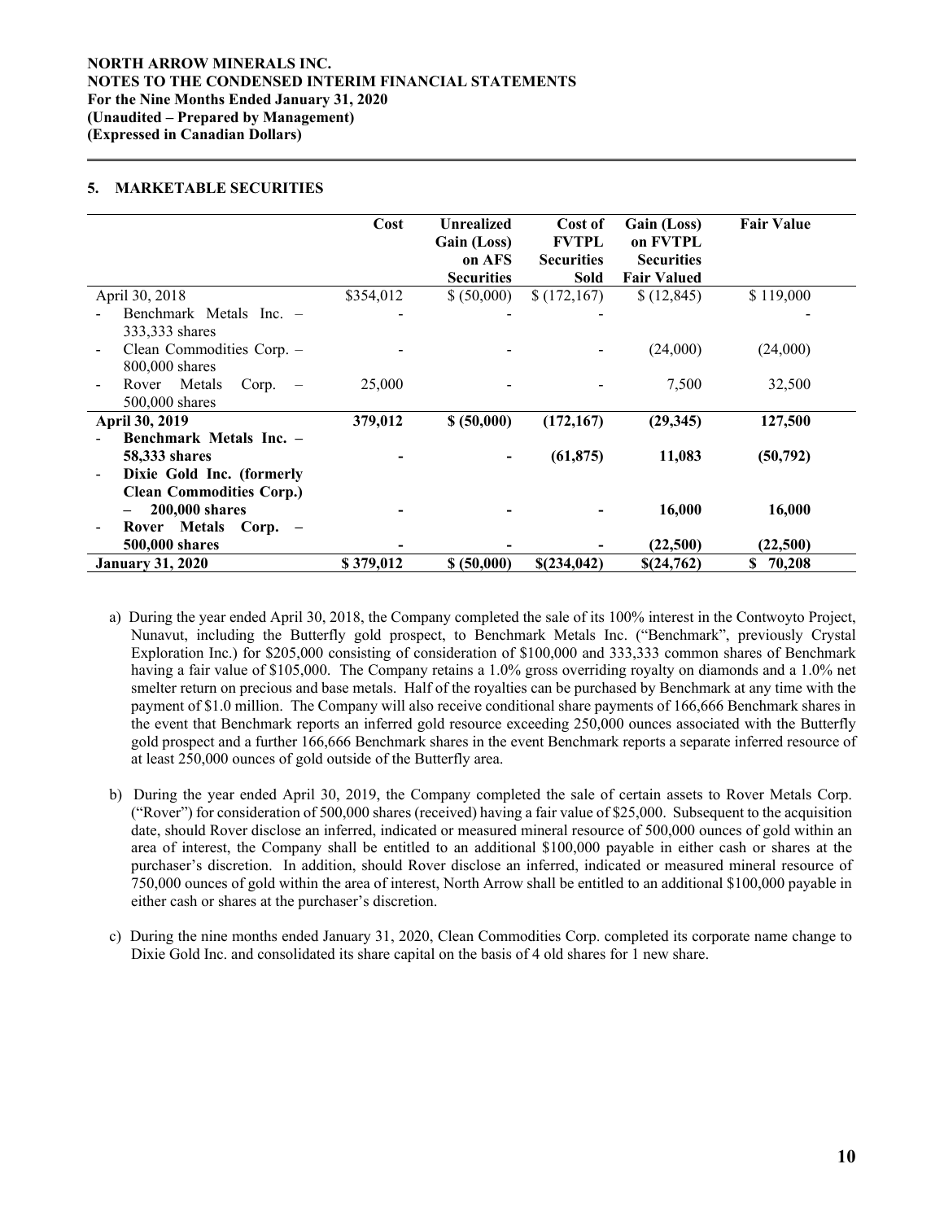## 5. MARKETABLE SECURITIES

| | Cost | Unrealized Gain (Loss) on AFS Securities | Cost of FVTPL Securities Sold | Gain (Loss) on FVTPL Securities Fair Valued | Fair Value |
|---|---|---|---|---|---|
| April 30, 2018 | $354,012 | $ (50,000) | $ (172,167) | $ (12,845) | $ 119,000 |
| - Benchmark Metals Inc. – 333,333 shares | - | - | - | - | - |
| - Clean Commodities Corp. – 800,000 shares | - | - | - | (24,000) | (24,000) |
| - Rover Metals Corp. – 500,000 shares | 25,000 | - | - | 7,500 | 32,500 |
| **April 30, 2019** | **379,012** | **$ (50,000)** | **(172,167)** | **(29,345)** | **127,500** |
| - **Benchmark Metals Inc. – 58,333 shares** | **-** | **-** | **(61,875)** | **11,083** | **(50,792)** |
| - **Dixie Gold Inc. (formerly Clean Commodities Corp.) – 200,000 shares** | **-** | **-** | **-** | **16,000** | **16,000** |
| - **Rover Metals Corp. – 500,000 shares** | **-** | **-** | **-** | **(22,500)** | **(22,500)** |
| **January 31, 2020** | **$ 379,012** | **$ (50,000)** | **$(234,042)** | **$(24,762)** | **$ 70,208** |

a) During the year ended April 30, 2018, the Company completed the sale of its 100% interest in the Contwoyto Project, Nunavut, including the Butterfly gold prospect, to Benchmark Metals Inc. ("Benchmark", previously Crystal Exploration Inc.) for $205,000 consisting of consideration of $100,000 and 333,333 common shares of Benchmark having a fair value of $105,000. The Company retains a 1.0% gross overriding royalty on diamonds and a 1.0% net smelter return on precious and base metals. Half of the royalties can be purchased by Benchmark at any time with the payment of $1.0 million. The Company will also receive conditional share payments of 166,666 Benchmark shares in the event that Benchmark reports an inferred gold resource exceeding 250,000 ounces associated with the Butterfly gold prospect and a further 166,666 Benchmark shares in the event Benchmark reports a separate inferred resource of at least 250,000 ounces of gold outside of the Butterfly area.

b) During the year ended April 30, 2019, the Company completed the sale of certain assets to Rover Metals Corp. ("Rover") for consideration of 500,000 shares (received) having a fair value of $25,000. Subsequent to the acquisition date, should Rover disclose an inferred, indicated or measured mineral resource of 500,000 ounces of gold within an area of interest, the Company shall be entitled to an additional $100,000 payable in either cash or shares at the purchaser's discretion. In addition, should Rover disclose an inferred, indicated or measured mineral resource of 750,000 ounces of gold within the area of interest, North Arrow shall be entitled to an additional $100,000 payable in either cash or shares at the purchaser's discretion.

c) During the nine months ended January 31, 2020, Clean Commodities Corp. completed its corporate name change to Dixie Gold Inc. and consolidated its share capital on the basis of 4 old shares for 1 new share.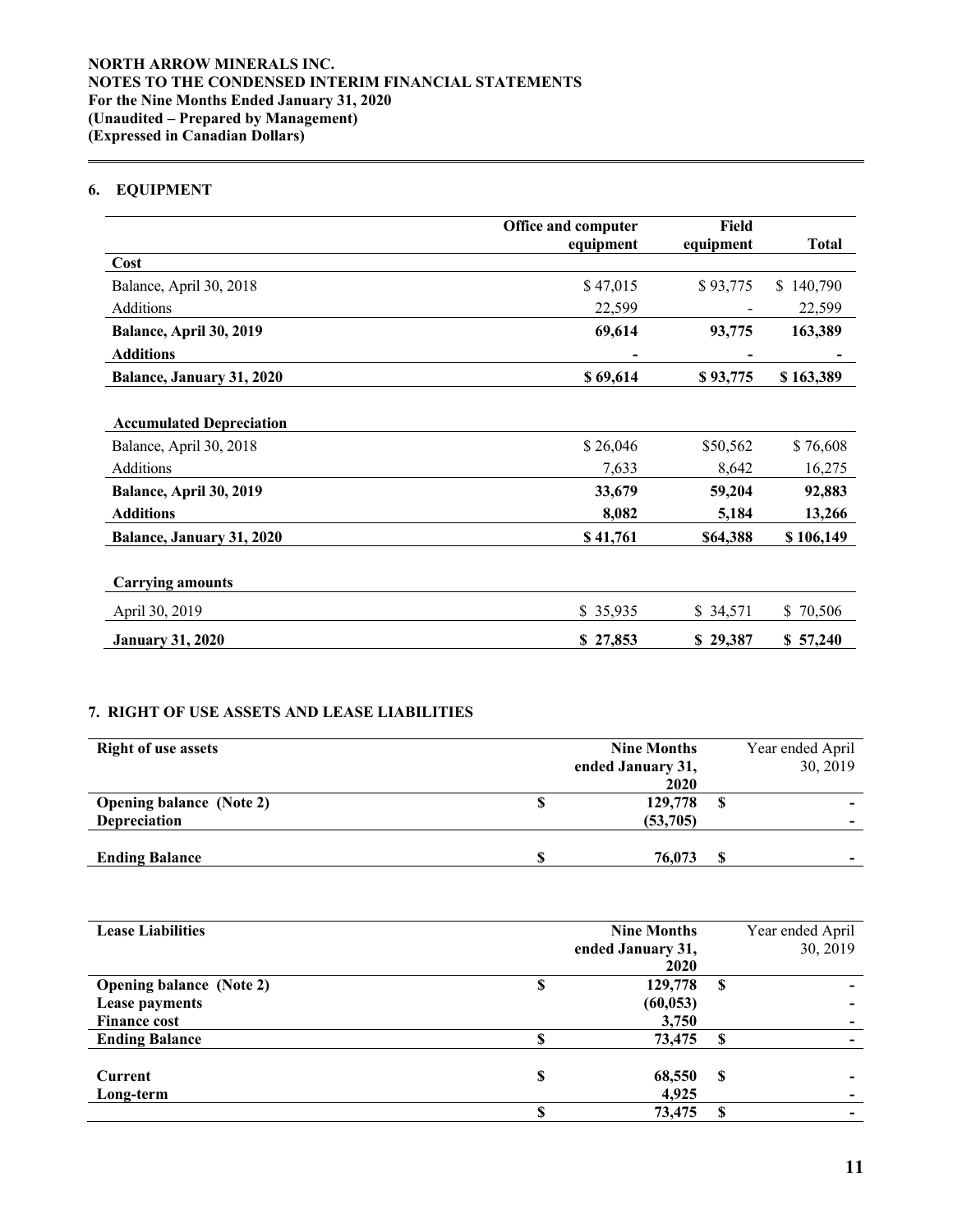## 6. EQUIPMENT

| | Office and computer equipment | Field equipment | Total |
|---|---|---|---|
| **Cost** | | | |
| Balance, April 30, 2018 | $ 47,015 | $ 93,775 | $ 140,790 |
| Additions | 22,599 | - | 22,599 |
| **Balance, April 30, 2019** | **69,614** | **93,775** | **163,389** |
| **Additions** | **-** | **-** | **-** |
| **Balance, January 31, 2020** | **$ 69,614** | **$ 93,775** | **$ 163,389** |
| | | | |
| **Accumulated Depreciation** | | | |
| Balance, April 30, 2018 | $ 26,046 | $50,562 | $ 76,608 |
| Additions | 7,633 | 8,642 | 16,275 |
| **Balance, April 30, 2019** | **33,679** | **59,204** | **92,883** |
| **Additions** | **8,082** | **5,184** | **13,266** |
| **Balance, January 31, 2020** | **$ 41,761** | **$64,388** | **$ 106,149** |
| | | | |
| **Carrying amounts** | | | |
| April 30, 2019 | $ 35,935 | $ 34,571 | $ 70,506 |
| **January 31, 2020** | **$ 27,853** | **$ 29,387** | **$ 57,240** |

## 7. RIGHT OF USE ASSETS AND LEASE LIABILITIES

| **Right of use assets** | **Nine Months ended January 31, 2020** | Year ended April 30, 2019 |
|---|---|---|
| **Opening balance (Note 2)** | **$ 129,778** | **$ -** |
| **Depreciation** | **(53,705)** | **-** |
| **Ending Balance** | **$ 76,073** | **$ -** |

| **Lease Liabilities** | **Nine Months ended January 31, 2020** | Year ended April 30, 2019 |
|---|---|---|
| **Opening balance (Note 2)** | **$ 129,778** | **$ -** |
| **Lease payments** | **(60,053)** | **-** |
| **Finance cost** | **3,750** | **-** |
| **Ending Balance** | **$ 73,475** | **$ -** |
| | | |
| **Current** | **$ 68,550** | **$ -** |
| **Long-term** | **4,925** | **-** |
| | **$ 73,475** | **$ -** |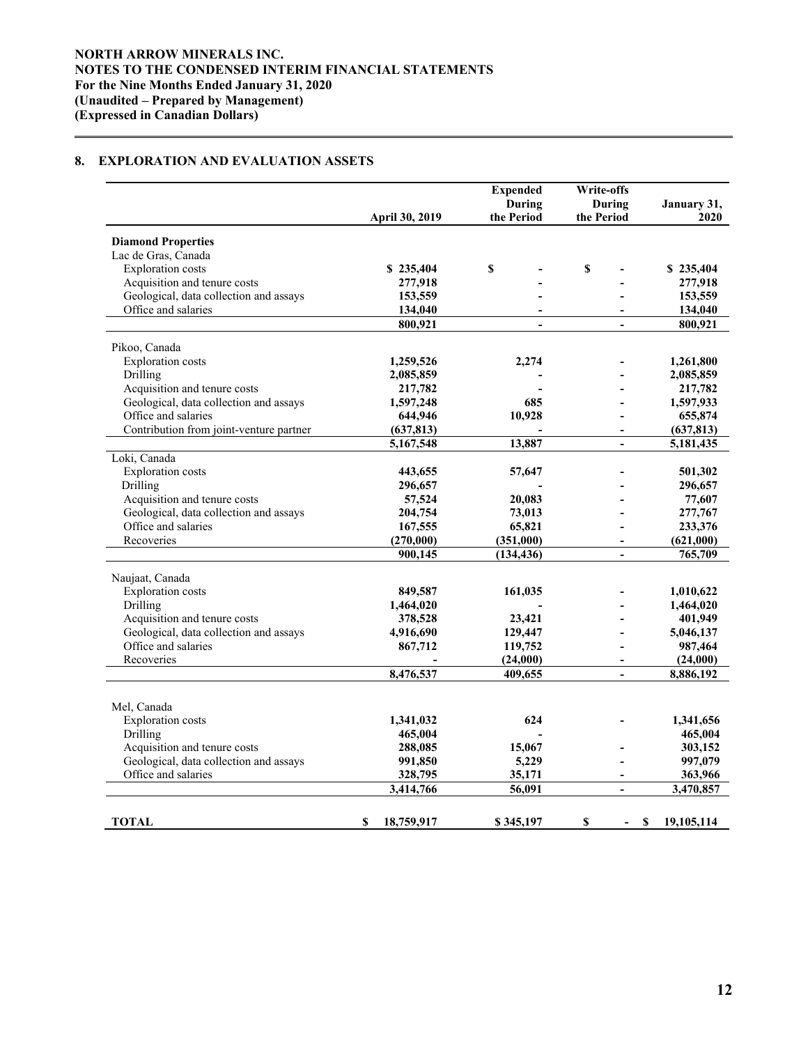## 8. EXPLORATION AND EVALUATION ASSETS

| | April 30, 2019 | Expended During the Period | Write-offs During the Period | January 31, 2020 |
|---|---|---|---|---|
| **Diamond Properties** | | | | |
| Lac de Gras, Canada | | | | |
| Exploration costs | **$ 235,404** | **$ -** | **$ -** | **$ 235,404** |
| Acquisition and tenure costs | **277,918** | **-** | **-** | **277,918** |
| Geological, data collection and assays | **153,559** | **-** | **-** | **153,559** |
| Office and salaries | **134,040** | **-** | **-** | **134,040** |
| | **800,921** | **-** | **-** | **800,921** |
| Pikoo, Canada | | | | |
| Exploration costs | **1,259,526** | **2,274** | **-** | **1,261,800** |
| Drilling | **2,085,859** | **-** | **-** | **2,085,859** |
| Acquisition and tenure costs | **217,782** | **-** | **-** | **217,782** |
| Geological, data collection and assays | **1,597,248** | **685** | **-** | **1,597,933** |
| Office and salaries | **644,946** | **10,928** | **-** | **655,874** |
| Contribution from joint-venture partner | **(637,813)** | **-** | **-** | **(637,813)** |
| | **5,167,548** | **13,887** | **-** | **5,181,435** |
| Loki, Canada | | | | |
| Exploration costs | **443,655** | **57,647** | **-** | **501,302** |
| Drilling | **296,657** | **-** | **-** | **296,657** |
| Acquisition and tenure costs | **57,524** | **20,083** | **-** | **77,607** |
| Geological, data collection and assays | **204,754** | **73,013** | **-** | **277,767** |
| Office and salaries | **167,555** | **65,821** | **-** | **233,376** |
| Recoveries | **(270,000)** | **(351,000)** | **-** | **(621,000)** |
| | **900,145** | **(134,436)** | **-** | **765,709** |
| Naujaat, Canada | | | | |
| Exploration costs | **849,587** | **161,035** | **-** | **1,010,622** |
| Drilling | **1,464,020** | **-** | **-** | **1,464,020** |
| Acquisition and tenure costs | **378,528** | **23,421** | **-** | **401,949** |
| Geological, data collection and assays | **4,916,690** | **129,447** | **-** | **5,046,137** |
| Office and salaries | **867,712** | **119,752** | **-** | **987,464** |
| Recoveries | **-** | **(24,000)** | **-** | **(24,000)** |
| | **8,476,537** | **409,655** | **-** | **8,886,192** |
| Mel, Canada | | | | |
| Exploration costs | **1,341,032** | **624** | **-** | **1,341,656** |
| Drilling | **465,004** | **-** | | **465,004** |
| Acquisition and tenure costs | **288,085** | **15,067** | **-** | **303,152** |
| Geological, data collection and assays | **991,850** | **5,229** | **-** | **997,079** |
| Office and salaries | **328,795** | **35,171** | **-** | **363,966** |
| | **3,414,766** | **56,091** | **-** | **3,470,857** |
| **TOTAL** | **$ 18,759,917** | **$ 345,197** | **$ -** | **$ 19,105,114** |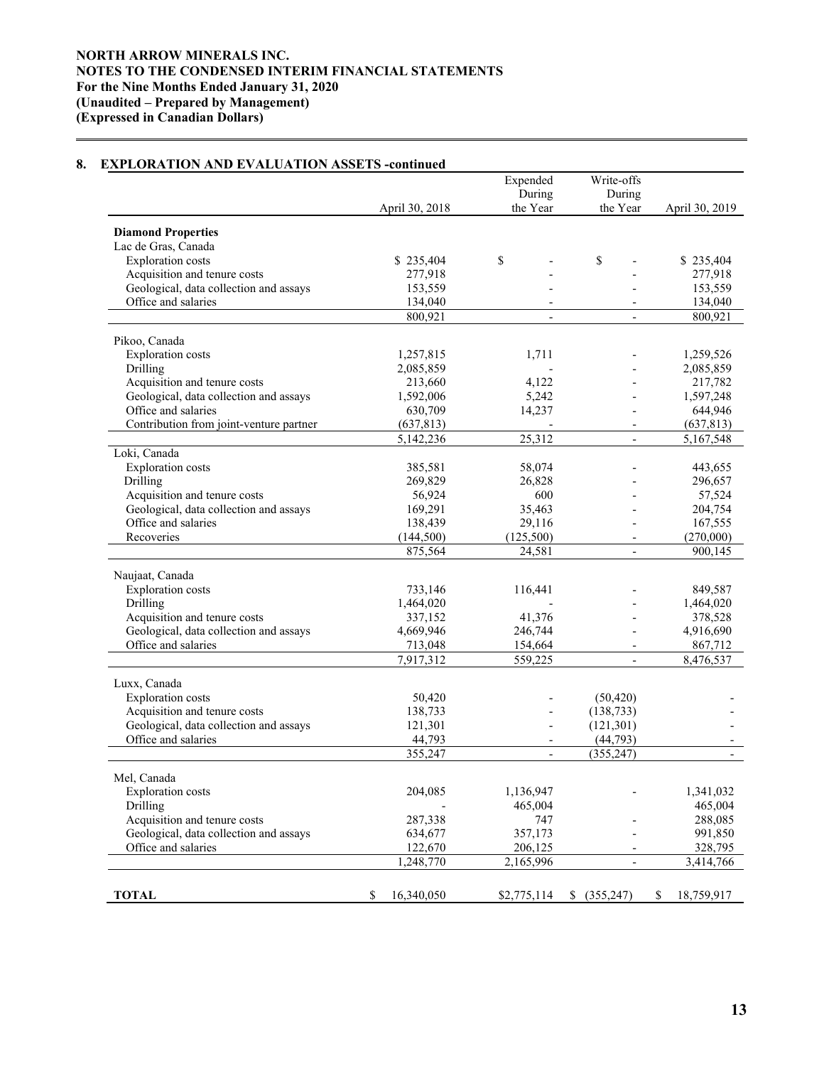**NORTH ARROW MINERALS INC.**
**NOTES TO THE CONDENSED INTERIM FINANCIAL STATEMENTS**
**For the Nine Months Ended January 31, 2020**
**(Unaudited – Prepared by Management)**
**(Expressed in Canadian Dollars)**

## 8. EXPLORATION AND EVALUATION ASSETS -continued

| | April 30, 2018 | Expended During the Year | Write-offs During the Year | April 30, 2019 |
|---|---|---|---|---|
| **Diamond Properties** | | | | |
| Lac de Gras, Canada | | | | |
| Exploration costs | $ 235,404 | $ - | $ - | $ 235,404 |
| Acquisition and tenure costs | 277,918 | - | - | 277,918 |
| Geological, data collection and assays | 153,559 | - | - | 153,559 |
| Office and salaries | 134,040 | - | - | 134,040 |
| | 800,921 | - | - | 800,921 |
| Pikoo, Canada | | | | |
| Exploration costs | 1,257,815 | 1,711 | - | 1,259,526 |
| Drilling | 2,085,859 | - | - | 2,085,859 |
| Acquisition and tenure costs | 213,660 | 4,122 | - | 217,782 |
| Geological, data collection and assays | 1,592,006 | 5,242 | - | 1,597,248 |
| Office and salaries | 630,709 | 14,237 | - | 644,946 |
| Contribution from joint-venture partner | (637,813) | - | - | (637,813) |
| | 5,142,236 | 25,312 | - | 5,167,548 |
| Loki, Canada | | | | |
| Exploration costs | 385,581 | 58,074 | - | 443,655 |
| Drilling | 269,829 | 26,828 | - | 296,657 |
| Acquisition and tenure costs | 56,924 | 600 | - | 57,524 |
| Geological, data collection and assays | 169,291 | 35,463 | - | 204,754 |
| Office and salaries | 138,439 | 29,116 | - | 167,555 |
| Recoveries | (144,500) | (125,500) | - | (270,000) |
| | 875,564 | 24,581 | - | 900,145 |
| Naujaat, Canada | | | | |
| Exploration costs | 733,146 | 116,441 | - | 849,587 |
| Drilling | 1,464,020 | - | - | 1,464,020 |
| Acquisition and tenure costs | 337,152 | 41,376 | - | 378,528 |
| Geological, data collection and assays | 4,669,946 | 246,744 | - | 4,916,690 |
| Office and salaries | 713,048 | 154,664 | - | 867,712 |
| | 7,917,312 | 559,225 | - | 8,476,537 |
| Luxx, Canada | | | | |
| Exploration costs | 50,420 | - | (50,420) | - |
| Acquisition and tenure costs | 138,733 | - | (138,733) | - |
| Geological, data collection and assays | 121,301 | - | (121,301) | - |
| Office and salaries | 44,793 | - | (44,793) | - |
| | 355,247 | - | (355,247) | - |
| Mel, Canada | | | | |
| Exploration costs | 204,085 | 1,136,947 | - | 1,341,032 |
| Drilling | - | 465,004 | | 465,004 |
| Acquisition and tenure costs | 287,338 | 747 | - | 288,085 |
| Geological, data collection and assays | 634,677 | 357,173 | - | 991,850 |
| Office and salaries | 122,670 | 206,125 | - | 328,795 |
| | 1,248,770 | 2,165,996 | - | 3,414,766 |
| **TOTAL** | $ 16,340,050 | $2,775,114 | $ (355,247) | $ 18,759,917 |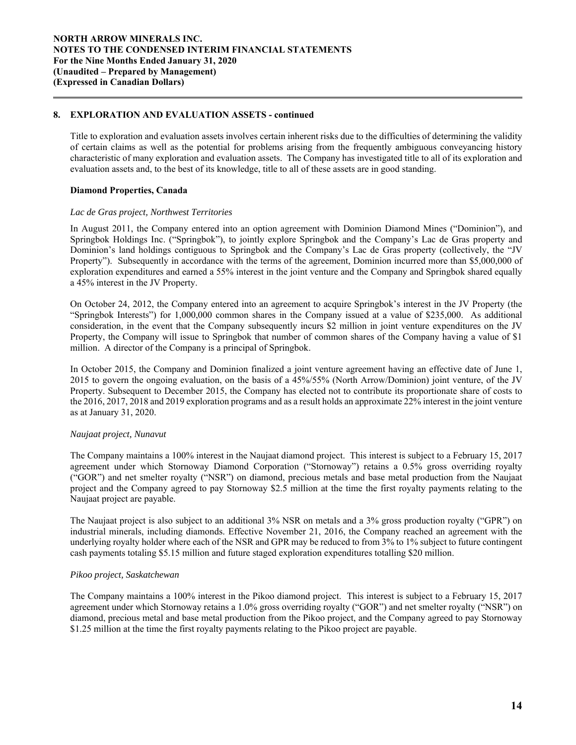## 8. EXPLORATION AND EVALUATION ASSETS - continued

Title to exploration and evaluation assets involves certain inherent risks due to the difficulties of determining the validity of certain claims as well as the potential for problems arising from the frequently ambiguous conveyancing history characteristic of many exploration and evaluation assets. The Company has investigated title to all of its exploration and evaluation assets and, to the best of its knowledge, title to all of these assets are in good standing.

### Diamond Properties, Canada

*Lac de Gras project, Northwest Territories*

In August 2011, the Company entered into an option agreement with Dominion Diamond Mines ("Dominion"), and Springbok Holdings Inc. ("Springbok"), to jointly explore Springbok and the Company's Lac de Gras property and Dominion's land holdings contiguous to Springbok and the Company's Lac de Gras property (collectively, the "JV Property"). Subsequently in accordance with the terms of the agreement, Dominion incurred more than $5,000,000 of exploration expenditures and earned a 55% interest in the joint venture and the Company and Springbok shared equally a 45% interest in the JV Property.

On October 24, 2012, the Company entered into an agreement to acquire Springbok's interest in the JV Property (the "Springbok Interests") for 1,000,000 common shares in the Company issued at a value of $235,000. As additional consideration, in the event that the Company subsequently incurs $2 million in joint venture expenditures on the JV Property, the Company will issue to Springbok that number of common shares of the Company having a value of $1 million. A director of the Company is a principal of Springbok.

In October 2015, the Company and Dominion finalized a joint venture agreement having an effective date of June 1, 2015 to govern the ongoing evaluation, on the basis of a 45%/55% (North Arrow/Dominion) joint venture, of the JV Property. Subsequent to December 2015, the Company has elected not to contribute its proportionate share of costs to the 2016, 2017, 2018 and 2019 exploration programs and as a result holds an approximate 22% interest in the joint venture as at January 31, 2020.

*Naujaat project, Nunavut*

The Company maintains a 100% interest in the Naujaat diamond project. This interest is subject to a February 15, 2017 agreement under which Stornoway Diamond Corporation ("Stornoway") retains a 0.5% gross overriding royalty ("GOR") and net smelter royalty ("NSR") on diamond, precious metals and base metal production from the Naujaat project and the Company agreed to pay Stornoway $2.5 million at the time the first royalty payments relating to the Naujaat project are payable.

The Naujaat project is also subject to an additional 3% NSR on metals and a 3% gross production royalty ("GPR") on industrial minerals, including diamonds. Effective November 21, 2016, the Company reached an agreement with the underlying royalty holder where each of the NSR and GPR may be reduced to from 3% to 1% subject to future contingent cash payments totaling $5.15 million and future staged exploration expenditures totalling $20 million.

*Pikoo project, Saskatchewan*

The Company maintains a 100% interest in the Pikoo diamond project. This interest is subject to a February 15, 2017 agreement under which Stornoway retains a 1.0% gross overriding royalty ("GOR") and net smelter royalty ("NSR") on diamond, precious metal and base metal production from the Pikoo project, and the Company agreed to pay Stornoway $1.25 million at the time the first royalty payments relating to the Pikoo project are payable.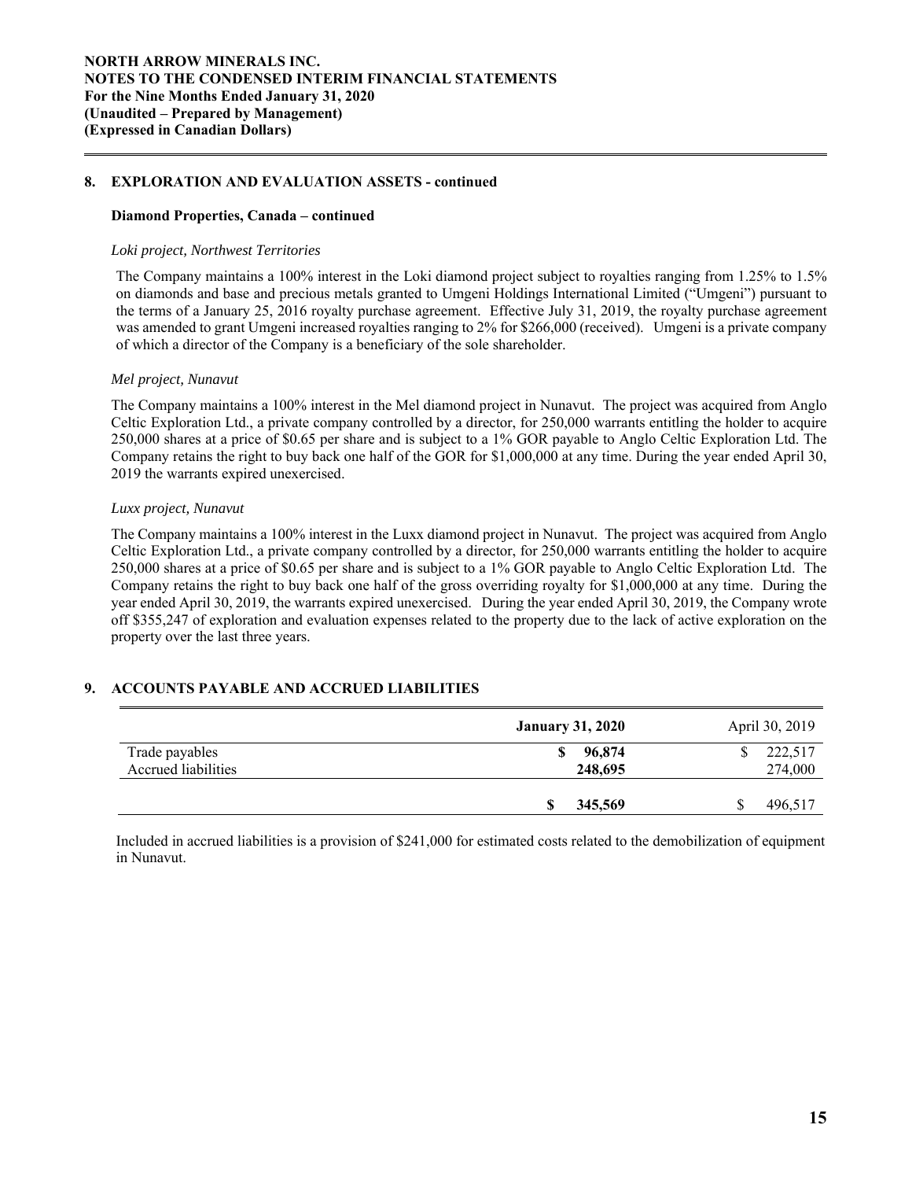## 8. EXPLORATION AND EVALUATION ASSETS - continued

### Diamond Properties, Canada – continued

*Loki project, Northwest Territories*

The Company maintains a 100% interest in the Loki diamond project subject to royalties ranging from 1.25% to 1.5% on diamonds and base and precious metals granted to Umgeni Holdings International Limited ("Umgeni") pursuant to the terms of a January 25, 2016 royalty purchase agreement. Effective July 31, 2019, the royalty purchase agreement was amended to grant Umgeni increased royalties ranging to 2% for $266,000 (received). Umgeni is a private company of which a director of the Company is a beneficiary of the sole shareholder.

*Mel project, Nunavut*

The Company maintains a 100% interest in the Mel diamond project in Nunavut. The project was acquired from Anglo Celtic Exploration Ltd., a private company controlled by a director, for 250,000 warrants entitling the holder to acquire 250,000 shares at a price of $0.65 per share and is subject to a 1% GOR payable to Anglo Celtic Exploration Ltd. The Company retains the right to buy back one half of the GOR for $1,000,000 at any time. During the year ended April 30, 2019 the warrants expired unexercised.

*Luxx project, Nunavut*

The Company maintains a 100% interest in the Luxx diamond project in Nunavut. The project was acquired from Anglo Celtic Exploration Ltd., a private company controlled by a director, for 250,000 warrants entitling the holder to acquire 250,000 shares at a price of $0.65 per share and is subject to a 1% GOR payable to Anglo Celtic Exploration Ltd. The Company retains the right to buy back one half of the gross overriding royalty for $1,000,000 at any time. During the year ended April 30, 2019, the warrants expired unexercised. During the year ended April 30, 2019, the Company wrote off $355,247 of exploration and evaluation expenses related to the property due to the lack of active exploration on the property over the last three years.

## 9. ACCOUNTS PAYABLE AND ACCRUED LIABILITIES

| | **January 31, 2020** | April 30, 2019 |
|---|---|---|
| Trade payables | **$ 96,874** | $ 222,517 |
| Accrued liabilities | **248,695** | 274,000 |
| | **$ 345,569** | $ 496,517 |

Included in accrued liabilities is a provision of $241,000 for estimated costs related to the demobilization of equipment in Nunavut.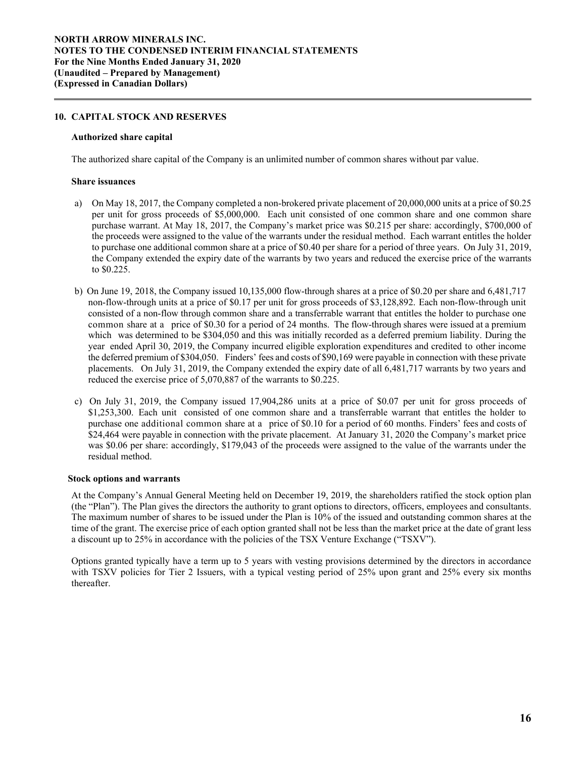## 10. CAPITAL STOCK AND RESERVES

### Authorized share capital

The authorized share capital of the Company is an unlimited number of common shares without par value.

### Share issuances

a) On May 18, 2017, the Company completed a non-brokered private placement of 20,000,000 units at a price of $0.25 per unit for gross proceeds of $5,000,000. Each unit consisted of one common share and one common share purchase warrant. At May 18, 2017, the Company's market price was $0.215 per share: accordingly, $700,000 of the proceeds were assigned to the value of the warrants under the residual method. Each warrant entitles the holder to purchase one additional common share at a price of $0.40 per share for a period of three years. On July 31, 2019, the Company extended the expiry date of the warrants by two years and reduced the exercise price of the warrants to $0.225.

b) On June 19, 2018, the Company issued 10,135,000 flow-through shares at a price of $0.20 per share and 6,481,717 non-flow-through units at a price of $0.17 per unit for gross proceeds of $3,128,892. Each non-flow-through unit consisted of a non-flow through common share and a transferrable warrant that entitles the holder to purchase one common share at a price of $0.30 for a period of 24 months. The flow-through shares were issued at a premium which was determined to be $304,050 and this was initially recorded as a deferred premium liability. During the year ended April 30, 2019, the Company incurred eligible exploration expenditures and credited to other income the deferred premium of $304,050. Finders' fees and costs of $90,169 were payable in connection with these private placements. On July 31, 2019, the Company extended the expiry date of all 6,481,717 warrants by two years and reduced the exercise price of 5,070,887 of the warrants to $0.225.

c) On July 31, 2019, the Company issued 17,904,286 units at a price of $0.07 per unit for gross proceeds of $1,253,300. Each unit consisted of one common share and a transferrable warrant that entitles the holder to purchase one additional common share at a price of $0.10 for a period of 60 months. Finders' fees and costs of $24,464 were payable in connection with the private placement. At January 31, 2020 the Company's market price was $0.06 per share: accordingly, $179,043 of the proceeds were assigned to the value of the warrants under the residual method.

### Stock options and warrants

At the Company's Annual General Meeting held on December 19, 2019, the shareholders ratified the stock option plan (the "Plan"). The Plan gives the directors the authority to grant options to directors, officers, employees and consultants. The maximum number of shares to be issued under the Plan is 10% of the issued and outstanding common shares at the time of the grant. The exercise price of each option granted shall not be less than the market price at the date of grant less a discount up to 25% in accordance with the policies of the TSX Venture Exchange ("TSXV").

Options granted typically have a term up to 5 years with vesting provisions determined by the directors in accordance with TSXV policies for Tier 2 Issuers, with a typical vesting period of 25% upon grant and 25% every six months thereafter.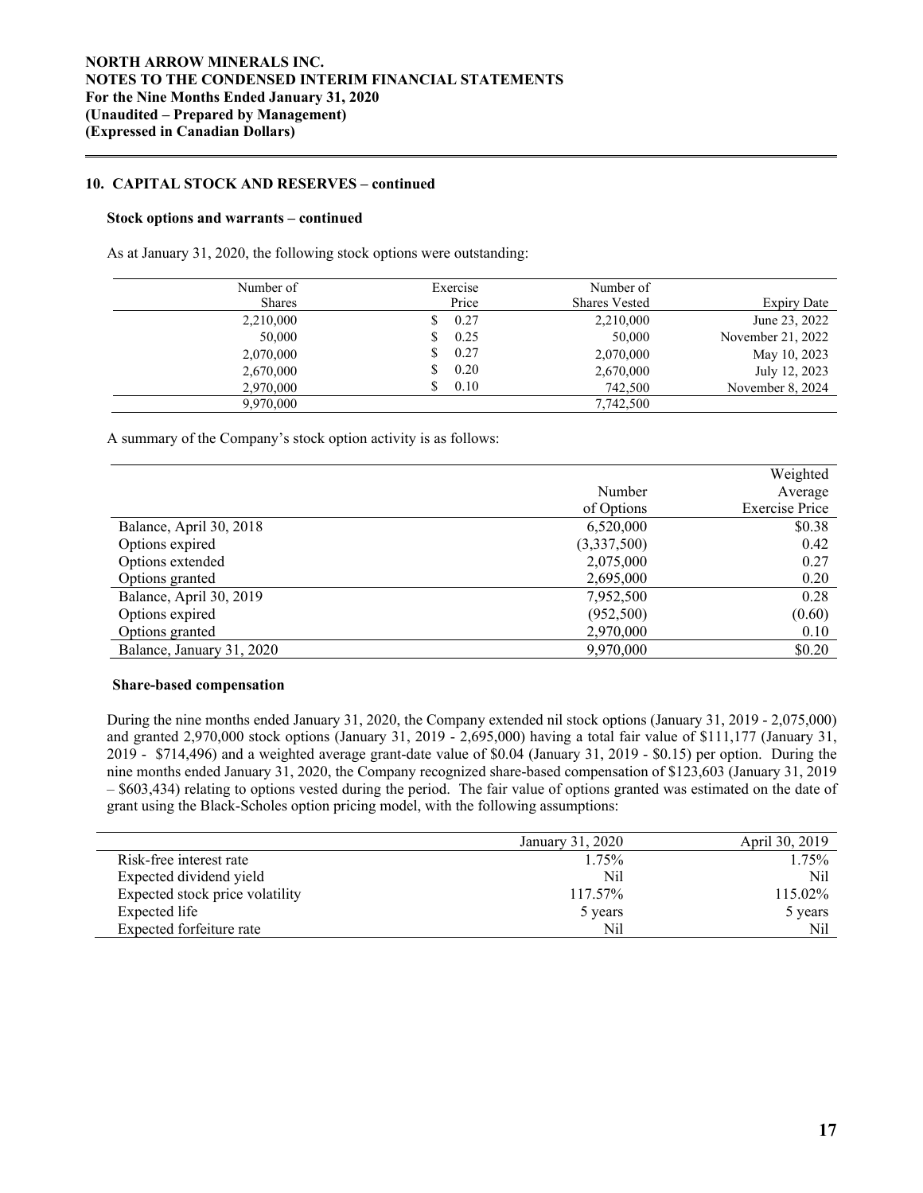## 10. CAPITAL STOCK AND RESERVES – continued

### Stock options and warrants – continued

As at January 31, 2020, the following stock options were outstanding:

| Number of Shares | Exercise Price | Number of Shares Vested | Expiry Date |
|---:|---:|---:|---:|
| 2,210,000 | $ 0.27 | 2,210,000 | June 23, 2022 |
| 50,000 | $ 0.25 | 50,000 | November 21, 2022 |
| 2,070,000 | $ 0.27 | 2,070,000 | May 10, 2023 |
| 2,670,000 | $ 0.20 | 2,670,000 | July 12, 2023 |
| 2,970,000 | $ 0.10 | 742,500 | November 8, 2024 |
| 9,970,000 | | 7,742,500 | |

A summary of the Company's stock option activity is as follows:

| | Number of Options | Weighted Average Exercise Price |
|---|---:|---:|
| Balance, April 30, 2018 | 6,520,000 | $0.38 |
| Options expired | (3,337,500) | 0.42 |
| Options extended | 2,075,000 | 0.27 |
| Options granted | 2,695,000 | 0.20 |
| Balance, April 30, 2019 | 7,952,500 | 0.28 |
| Options expired | (952,500) | (0.60) |
| Options granted | 2,970,000 | 0.10 |
| Balance, January 31, 2020 | 9,970,000 | $0.20 |

### Share-based compensation

During the nine months ended January 31, 2020, the Company extended nil stock options (January 31, 2019 - 2,075,000) and granted 2,970,000 stock options (January 31, 2019 - 2,695,000) having a total fair value of $111,177 (January 31, 2019 - $714,496) and a weighted average grant-date value of $0.04 (January 31, 2019 - $0.15) per option. During the nine months ended January 31, 2020, the Company recognized share-based compensation of $123,603 (January 31, 2019 – $603,434) relating to options vested during the period. The fair value of options granted was estimated on the date of grant using the Black-Scholes option pricing model, with the following assumptions:

| | January 31, 2020 | April 30, 2019 |
|---|---:|---:|
| Risk-free interest rate | 1.75% | 1.75% |
| Expected dividend yield | Nil | Nil |
| Expected stock price volatility | 117.57% | 115.02% |
| Expected life | 5 years | 5 years |
| Expected forfeiture rate | Nil | Nil |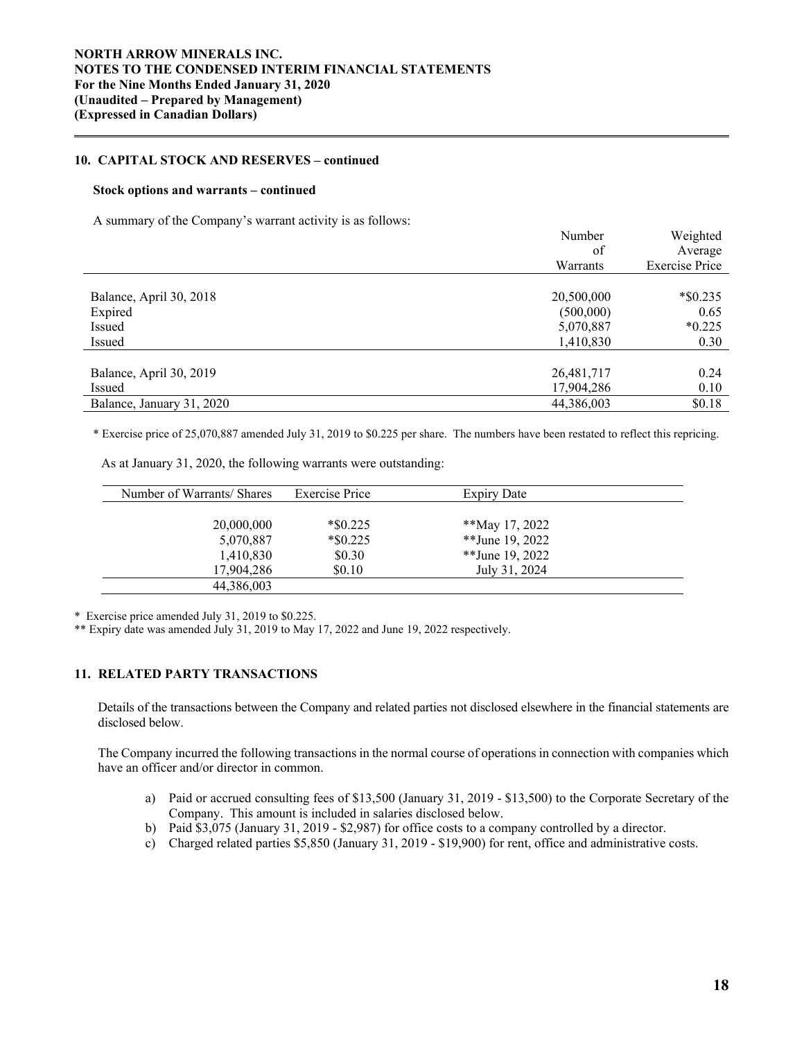## 10. CAPITAL STOCK AND RESERVES – continued

### Stock options and warrants – continued

A summary of the Company's warrant activity is as follows:

| | Number of Warrants | Weighted Average Exercise Price |
|---|---|---|
| Balance, April 30, 2018 | 20,500,000 | *$0.235 |
| Expired | (500,000) | 0.65 |
| Issued | 5,070,887 | *0.225 |
| Issued | 1,410,830 | 0.30 |
| Balance, April 30, 2019 | 26,481,717 | 0.24 |
| Issued | 17,904,286 | 0.10 |
| Balance, January 31, 2020 | 44,386,003 | $0.18 |

* Exercise price of 25,070,887 amended July 31, 2019 to $0.225 per share. The numbers have been restated to reflect this repricing.

As at January 31, 2020, the following warrants were outstanding:

| Number of Warrants/ Shares | Exercise Price | Expiry Date |
|---|---|---|
| 20,000,000 | *$0.225 | **May 17, 2022 |
| 5,070,887 | *$0.225 | **June 19, 2022 |
| 1,410,830 | $0.30 | **June 19, 2022 |
| 17,904,286 | $0.10 | July 31, 2024 |
| 44,386,003 | | |

* Exercise price amended July 31, 2019 to $0.225.

** Expiry date was amended July 31, 2019 to May 17, 2022 and June 19, 2022 respectively.

## 11. RELATED PARTY TRANSACTIONS

Details of the transactions between the Company and related parties not disclosed elsewhere in the financial statements are disclosed below.

The Company incurred the following transactions in the normal course of operations in connection with companies which have an officer and/or director in common.

a) Paid or accrued consulting fees of $13,500 (January 31, 2019 - $13,500) to the Corporate Secretary of the Company. This amount is included in salaries disclosed below.
b) Paid $3,075 (January 31, 2019 - $2,987) for office costs to a company controlled by a director.
c) Charged related parties $5,850 (January 31, 2019 - $19,900) for rent, office and administrative costs.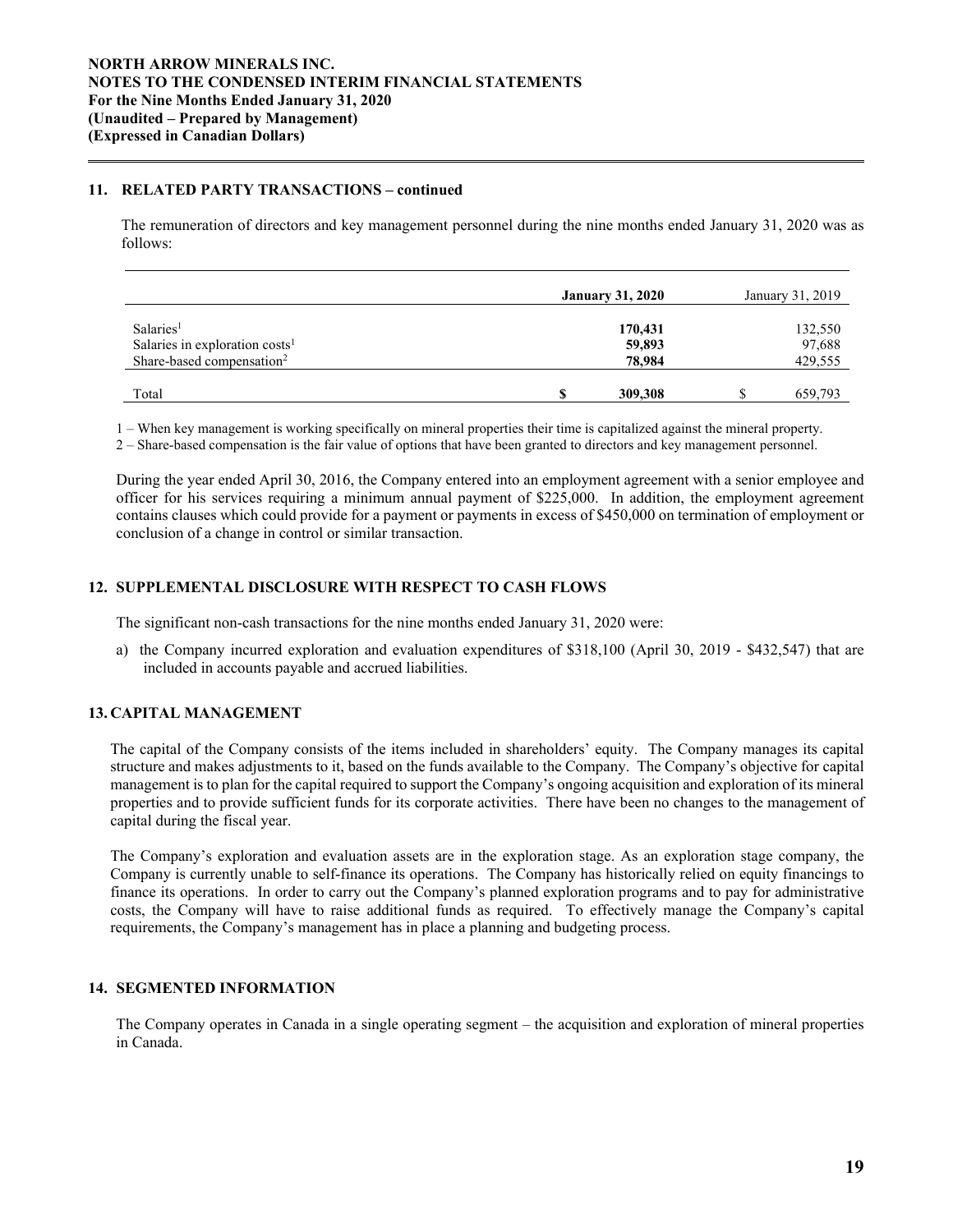## 11. RELATED PARTY TRANSACTIONS – continued

The remuneration of directors and key management personnel during the nine months ended January 31, 2020 was as follows:

| | **January 31, 2020** | January 31, 2019 |
|---|---|---|
| Salaries[1] | **170,431** | 132,550 |
| Salaries in exploration costs[1] | **59,893** | 97,688 |
| Share-based compensation[2] | **78,984** | 429,555 |
| Total | **$ 309,308** | $ 659,793 |

1 – When key management is working specifically on mineral properties their time is capitalized against the mineral property.
2 – Share-based compensation is the fair value of options that have been granted to directors and key management personnel.

During the year ended April 30, 2016, the Company entered into an employment agreement with a senior employee and officer for his services requiring a minimum annual payment of $225,000. In addition, the employment agreement contains clauses which could provide for a payment or payments in excess of $450,000 on termination of employment or conclusion of a change in control or similar transaction.

## 12. SUPPLEMENTAL DISCLOSURE WITH RESPECT TO CASH FLOWS

The significant non-cash transactions for the nine months ended January 31, 2020 were:

a) the Company incurred exploration and evaluation expenditures of $318,100 (April 30, 2019 - $432,547) that are included in accounts payable and accrued liabilities.

## 13. CAPITAL MANAGEMENT

The capital of the Company consists of the items included in shareholders' equity. The Company manages its capital structure and makes adjustments to it, based on the funds available to the Company. The Company's objective for capital management is to plan for the capital required to support the Company's ongoing acquisition and exploration of its mineral properties and to provide sufficient funds for its corporate activities. There have been no changes to the management of capital during the fiscal year.

The Company's exploration and evaluation assets are in the exploration stage. As an exploration stage company, the Company is currently unable to self-finance its operations. The Company has historically relied on equity financings to finance its operations. In order to carry out the Company's planned exploration programs and to pay for administrative costs, the Company will have to raise additional funds as required. To effectively manage the Company's capital requirements, the Company's management has in place a planning and budgeting process.

## 14. SEGMENTED INFORMATION

The Company operates in Canada in a single operating segment – the acquisition and exploration of mineral properties in Canada.